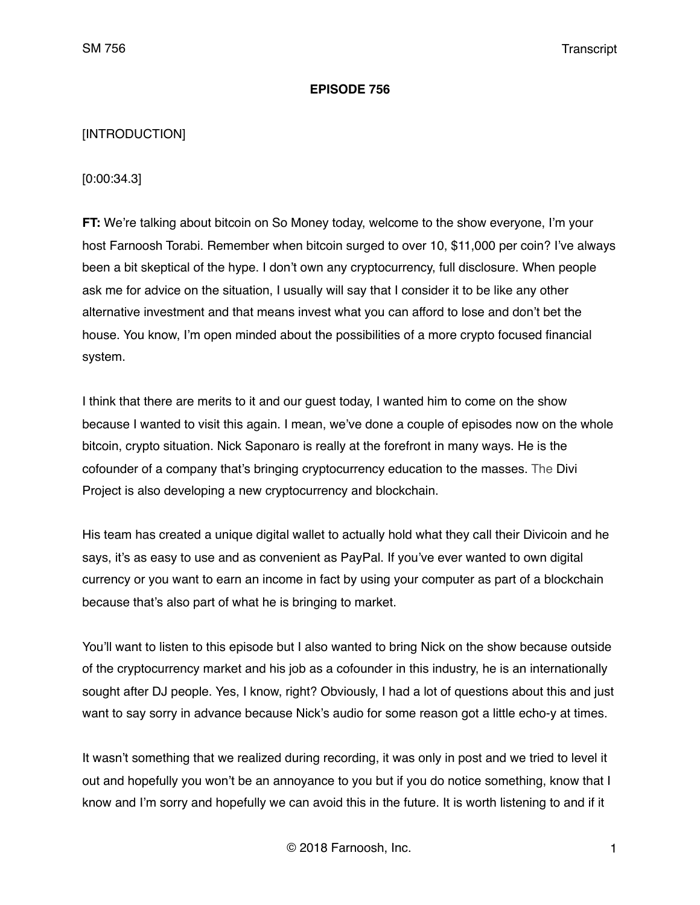# EPISODE 756

[INTRODUCTION]

[0:00:34.3]

**FT:** We're talking about bitcoin on So Money today, welcome to the show everyone, I'm your host Farnoosh Torabi. Remember when bitcoin surged to over 10, $11,000 per coin? I've always been a bit skeptical of the hype. I don't own any cryptocurrency, full disclosure. When people ask me for advice on the situation, I usually will say that I consider it to be like any other alternative investment and that means invest what you can afford to lose and don't bet the house. You know, I'm open minded about the possibilities of a more crypto focused financial system.

I think that there are merits to it and our guest today, I wanted him to come on the show because I wanted to visit this again. I mean, we've done a couple of episodes now on the whole bitcoin, crypto situation. Nick Saponaro is really at the forefront in many ways. He is the cofounder of a company that's bringing cryptocurrency education to the masses. The Divi Project is also developing a new cryptocurrency and blockchain.

His team has created a unique digital wallet to actually hold what they call their Divicoin and he says, it's as easy to use and as convenient as PayPal. If you've ever wanted to own digital currency or you want to earn an income in fact by using your computer as part of a blockchain because that's also part of what he is bringing to market.

You'll want to listen to this episode but I also wanted to bring Nick on the show because outside of the cryptocurrency market and his job as a cofounder in this industry, he is an internationally sought after DJ people. Yes, I know, right? Obviously, I had a lot of questions about this and just want to say sorry in advance because Nick's audio for some reason got a little echo-y at times.

It wasn't something that we realized during recording, it was only in post and we tried to level it out and hopefully you won't be an annoyance to you but if you do notice something, know that I know and I'm sorry and hopefully we can avoid this in the future. It is worth listening to and if it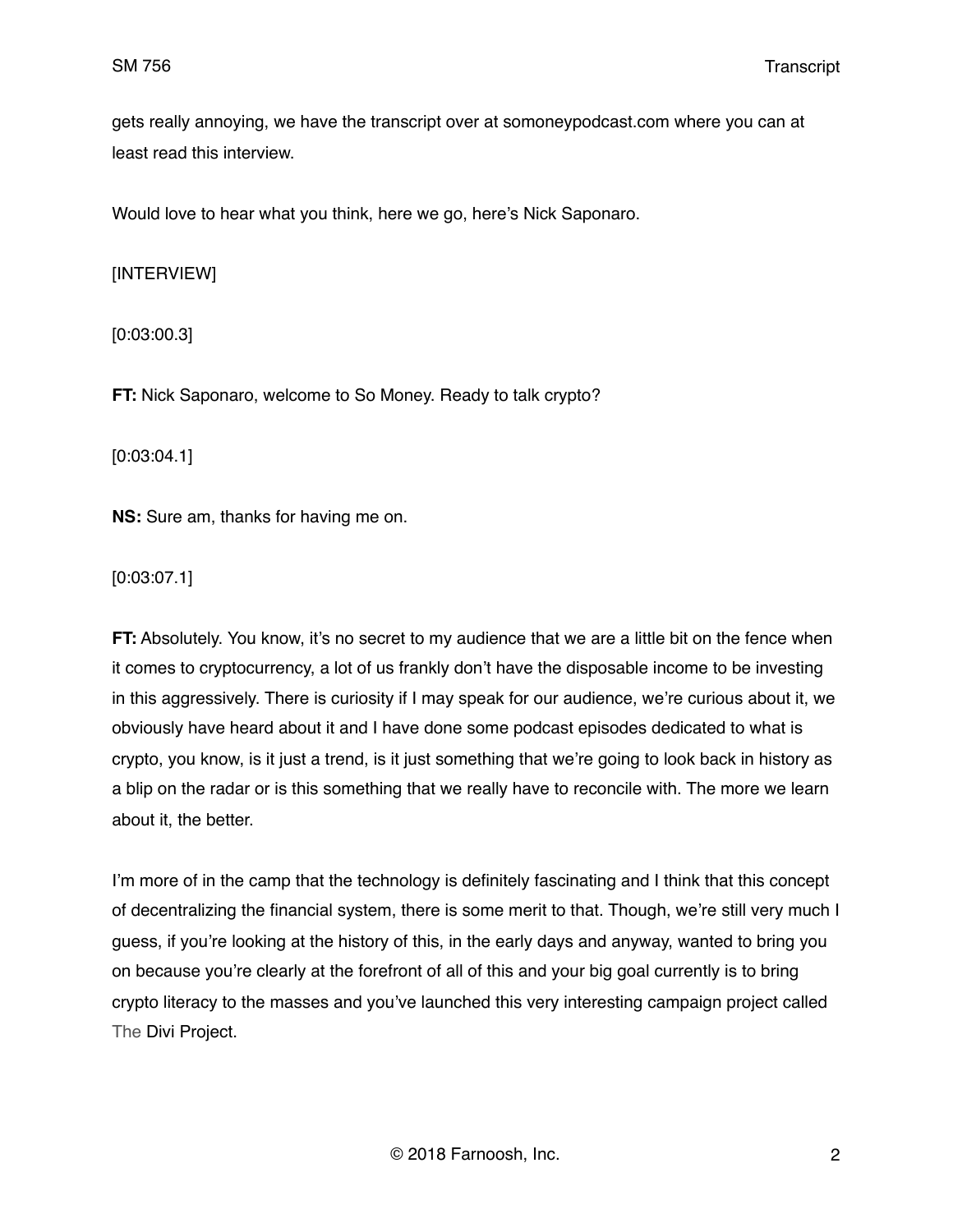gets really annoying, we have the transcript over at somoneypodcast.com where you can at least read this interview.

Would love to hear what you think, here we go, here's Nick Saponaro.

[INTERVIEW]

[0:03:00.3]

**FT:** Nick Saponaro, welcome to So Money. Ready to talk crypto?

[0:03:04.1]

**NS:** Sure am, thanks for having me on.

[0:03:07.1]

**FT:** Absolutely. You know, it's no secret to my audience that we are a little bit on the fence when it comes to cryptocurrency, a lot of us frankly don't have the disposable income to be investing in this aggressively. There is curiosity if I may speak for our audience, we're curious about it, we obviously have heard about it and I have done some podcast episodes dedicated to what is crypto, you know, is it just a trend, is it just something that we're going to look back in history as a blip on the radar or is this something that we really have to reconcile with. The more we learn about it, the better.

I'm more of in the camp that the technology is definitely fascinating and I think that this concept of decentralizing the financial system, there is some merit to that. Though, we're still very much I guess, if you're looking at the history of this, in the early days and anyway, wanted to bring you on because you're clearly at the forefront of all of this and your big goal currently is to bring crypto literacy to the masses and you've launched this very interesting campaign project called The Divi Project.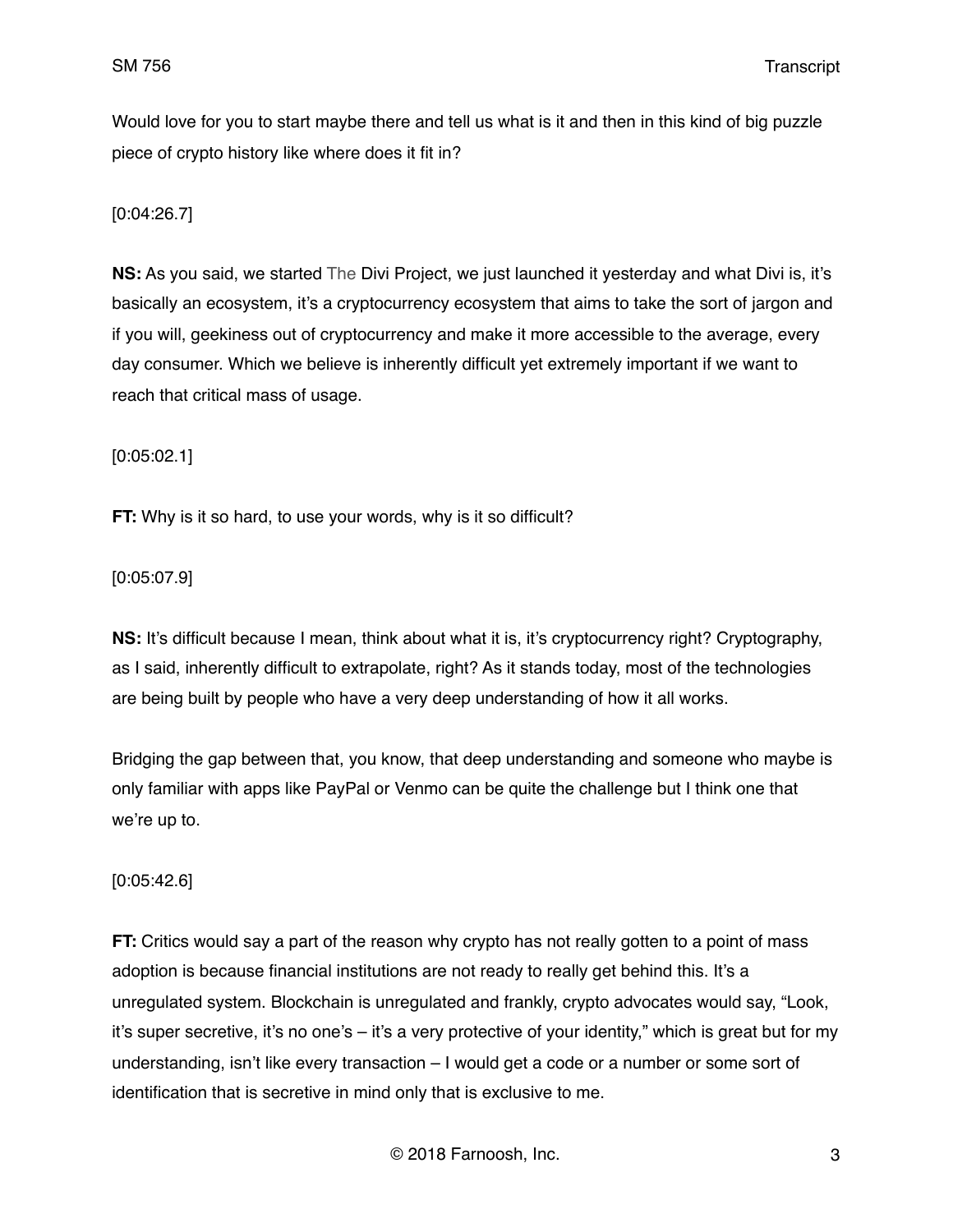Would love for you to start maybe there and tell us what is it and then in this kind of big puzzle piece of crypto history like where does it fit in?

[0:04:26.7]

**NS:** As you said, we started The Divi Project, we just launched it yesterday and what Divi is, it's basically an ecosystem, it's a cryptocurrency ecosystem that aims to take the sort of jargon and if you will, geekiness out of cryptocurrency and make it more accessible to the average, every day consumer. Which we believe is inherently difficult yet extremely important if we want to reach that critical mass of usage.

[0:05:02.1]

**FT:** Why is it so hard, to use your words, why is it so difficult?

[0:05:07.9]

**NS:** It's difficult because I mean, think about what it is, it's cryptocurrency right? Cryptography, as I said, inherently difficult to extrapolate, right? As it stands today, most of the technologies are being built by people who have a very deep understanding of how it all works.

Bridging the gap between that, you know, that deep understanding and someone who maybe is only familiar with apps like PayPal or Venmo can be quite the challenge but I think one that we're up to.

[0:05:42.6]

**FT:** Critics would say a part of the reason why crypto has not really gotten to a point of mass adoption is because financial institutions are not ready to really get behind this. It's a unregulated system. Blockchain is unregulated and frankly, crypto advocates would say, "Look, it's super secretive, it's no one's – it's a very protective of your identity," which is great but for my understanding, isn't like every transaction – I would get a code or a number or some sort of identification that is secretive in mind only that is exclusive to me.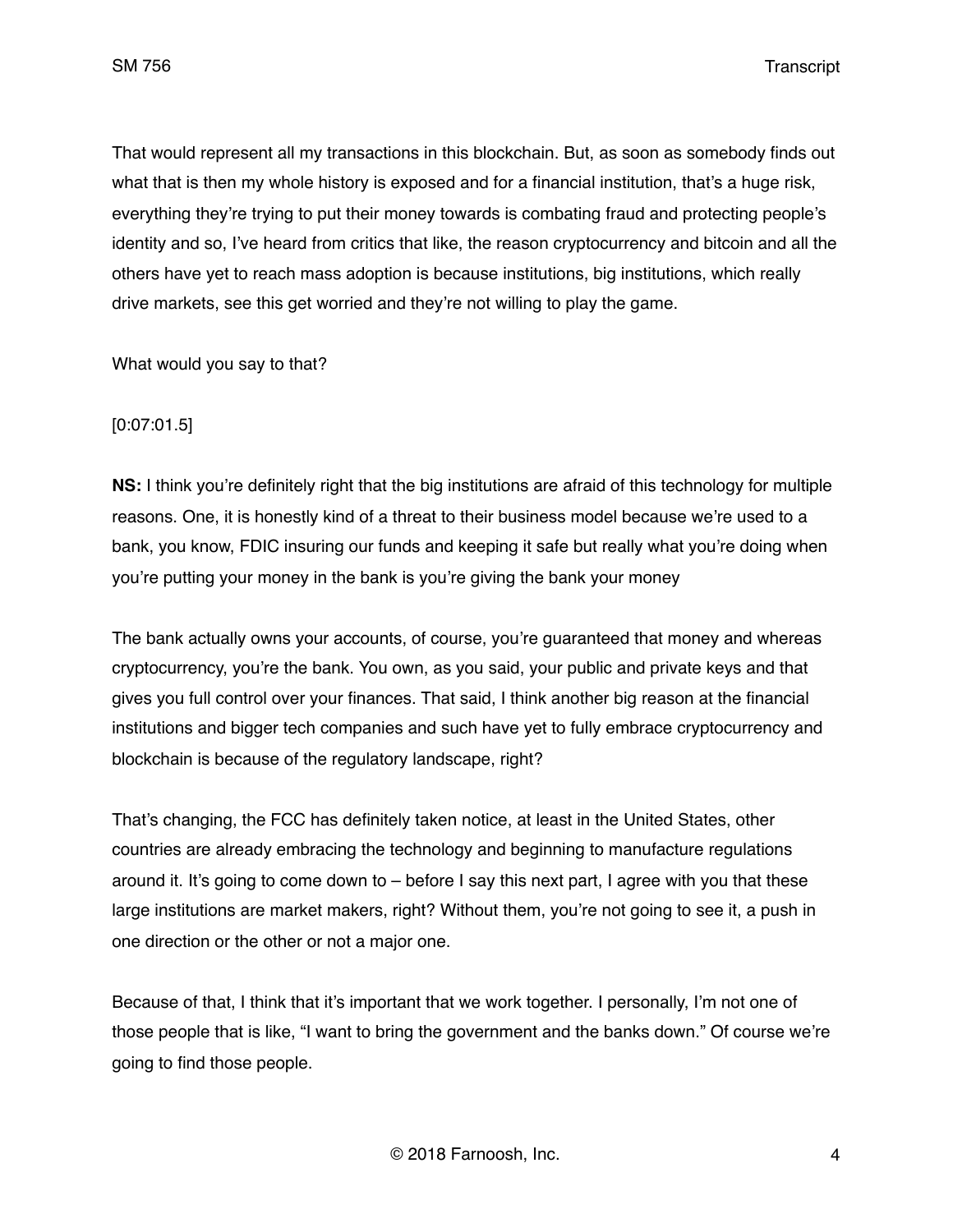That would represent all my transactions in this blockchain. But, as soon as somebody finds out what that is then my whole history is exposed and for a financial institution, that's a huge risk, everything they're trying to put their money towards is combating fraud and protecting people's identity and so, I've heard from critics that like, the reason cryptocurrency and bitcoin and all the others have yet to reach mass adoption is because institutions, big institutions, which really drive markets, see this get worried and they're not willing to play the game.

What would you say to that?

[0:07:01.5]

**NS:** I think you're definitely right that the big institutions are afraid of this technology for multiple reasons. One, it is honestly kind of a threat to their business model because we're used to a bank, you know, FDIC insuring our funds and keeping it safe but really what you're doing when you're putting your money in the bank is you're giving the bank your money

The bank actually owns your accounts, of course, you're guaranteed that money and whereas cryptocurrency, you're the bank. You own, as you said, your public and private keys and that gives you full control over your finances. That said, I think another big reason at the financial institutions and bigger tech companies and such have yet to fully embrace cryptocurrency and blockchain is because of the regulatory landscape, right?

That's changing, the FCC has definitely taken notice, at least in the United States, other countries are already embracing the technology and beginning to manufacture regulations around it. It's going to come down to – before I say this next part, I agree with you that these large institutions are market makers, right? Without them, you're not going to see it, a push in one direction or the other or not a major one.

Because of that, I think that it's important that we work together. I personally, I'm not one of those people that is like, "I want to bring the government and the banks down." Of course we're going to find those people.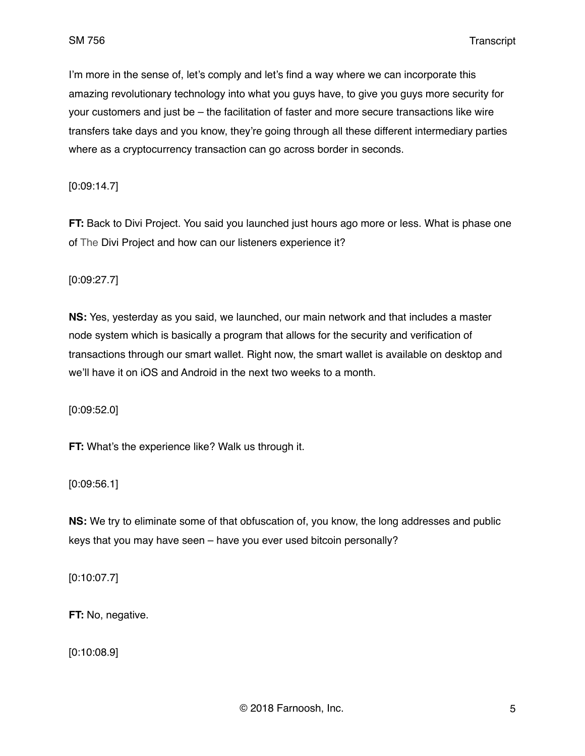I'm more in the sense of, let's comply and let's find a way where we can incorporate this amazing revolutionary technology into what you guys have, to give you guys more security for your customers and just be – the facilitation of faster and more secure transactions like wire transfers take days and you know, they're going through all these different intermediary parties where as a cryptocurrency transaction can go across border in seconds.

[0:09:14.7]

**FT:** Back to Divi Project. You said you launched just hours ago more or less. What is phase one of The Divi Project and how can our listeners experience it?

[0:09:27.7]

**NS:** Yes, yesterday as you said, we launched, our main network and that includes a master node system which is basically a program that allows for the security and verification of transactions through our smart wallet. Right now, the smart wallet is available on desktop and we'll have it on iOS and Android in the next two weeks to a month.

[0:09:52.0]

**FT:** What's the experience like? Walk us through it.

[0:09:56.1]

**NS:** We try to eliminate some of that obfuscation of, you know, the long addresses and public keys that you may have seen – have you ever used bitcoin personally?

[0:10:07.7]

**FT:** No, negative.

[0:10:08.9]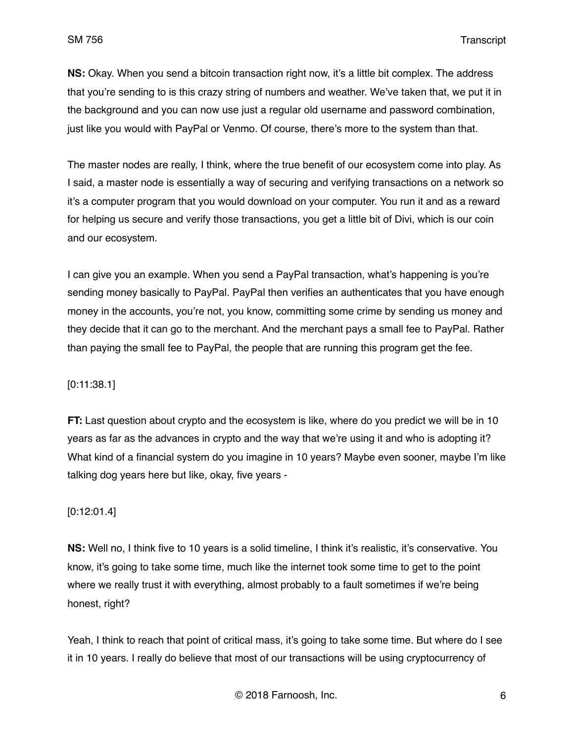**NS:** Okay. When you send a bitcoin transaction right now, it's a little bit complex. The address that you're sending to is this crazy string of numbers and weather. We've taken that, we put it in the background and you can now use just a regular old username and password combination, just like you would with PayPal or Venmo. Of course, there's more to the system than that.

The master nodes are really, I think, where the true benefit of our ecosystem come into play. As I said, a master node is essentially a way of securing and verifying transactions on a network so it's a computer program that you would download on your computer. You run it and as a reward for helping us secure and verify those transactions, you get a little bit of Divi, which is our coin and our ecosystem.

I can give you an example. When you send a PayPal transaction, what's happening is you're sending money basically to PayPal. PayPal then verifies an authenticates that you have enough money in the accounts, you're not, you know, committing some crime by sending us money and they decide that it can go to the merchant. And the merchant pays a small fee to PayPal. Rather than paying the small fee to PayPal, the people that are running this program get the fee.

[0:11:38.1]

**FT:** Last question about crypto and the ecosystem is like, where do you predict we will be in 10 years as far as the advances in crypto and the way that we're using it and who is adopting it? What kind of a financial system do you imagine in 10 years? Maybe even sooner, maybe I'm like talking dog years here but like, okay, five years -

[0:12:01.4]

**NS:** Well no, I think five to 10 years is a solid timeline, I think it's realistic, it's conservative. You know, it's going to take some time, much like the internet took some time to get to the point where we really trust it with everything, almost probably to a fault sometimes if we're being honest, right?

Yeah, I think to reach that point of critical mass, it's going to take some time. But where do I see it in 10 years. I really do believe that most of our transactions will be using cryptocurrency of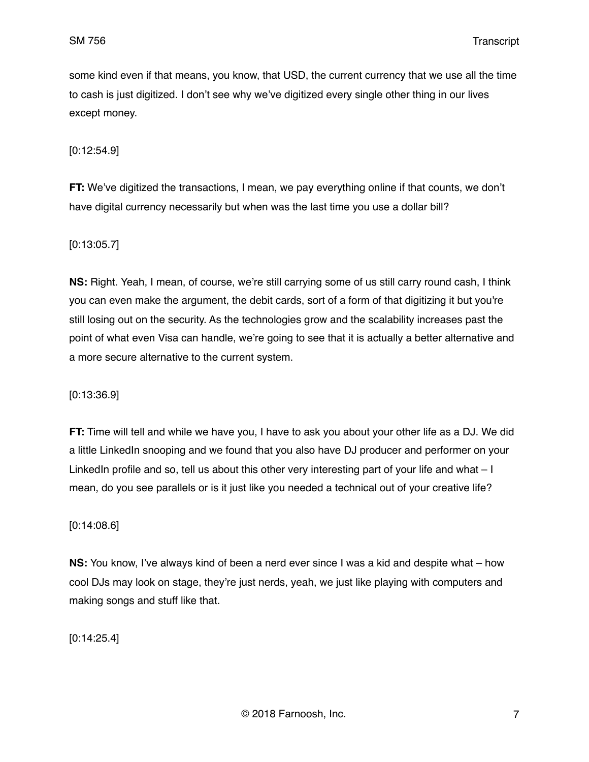some kind even if that means, you know, that USD, the current currency that we use all the time to cash is just digitized. I don't see why we've digitized every single other thing in our lives except money.

[0:12:54.9]

**FT:** We've digitized the transactions, I mean, we pay everything online if that counts, we don't have digital currency necessarily but when was the last time you use a dollar bill?

[0:13:05.7]

**NS:** Right. Yeah, I mean, of course, we're still carrying some of us still carry round cash, I think you can even make the argument, the debit cards, sort of a form of that digitizing it but you're still losing out on the security. As the technologies grow and the scalability increases past the point of what even Visa can handle, we're going to see that it is actually a better alternative and a more secure alternative to the current system.

[0:13:36.9]

**FT:** Time will tell and while we have you, I have to ask you about your other life as a DJ. We did a little LinkedIn snooping and we found that you also have DJ producer and performer on your LinkedIn profile and so, tell us about this other very interesting part of your life and what – I mean, do you see parallels or is it just like you needed a technical out of your creative life?

[0:14:08.6]

**NS:** You know, I've always kind of been a nerd ever since I was a kid and despite what – how cool DJs may look on stage, they're just nerds, yeah, we just like playing with computers and making songs and stuff like that.

[0:14:25.4]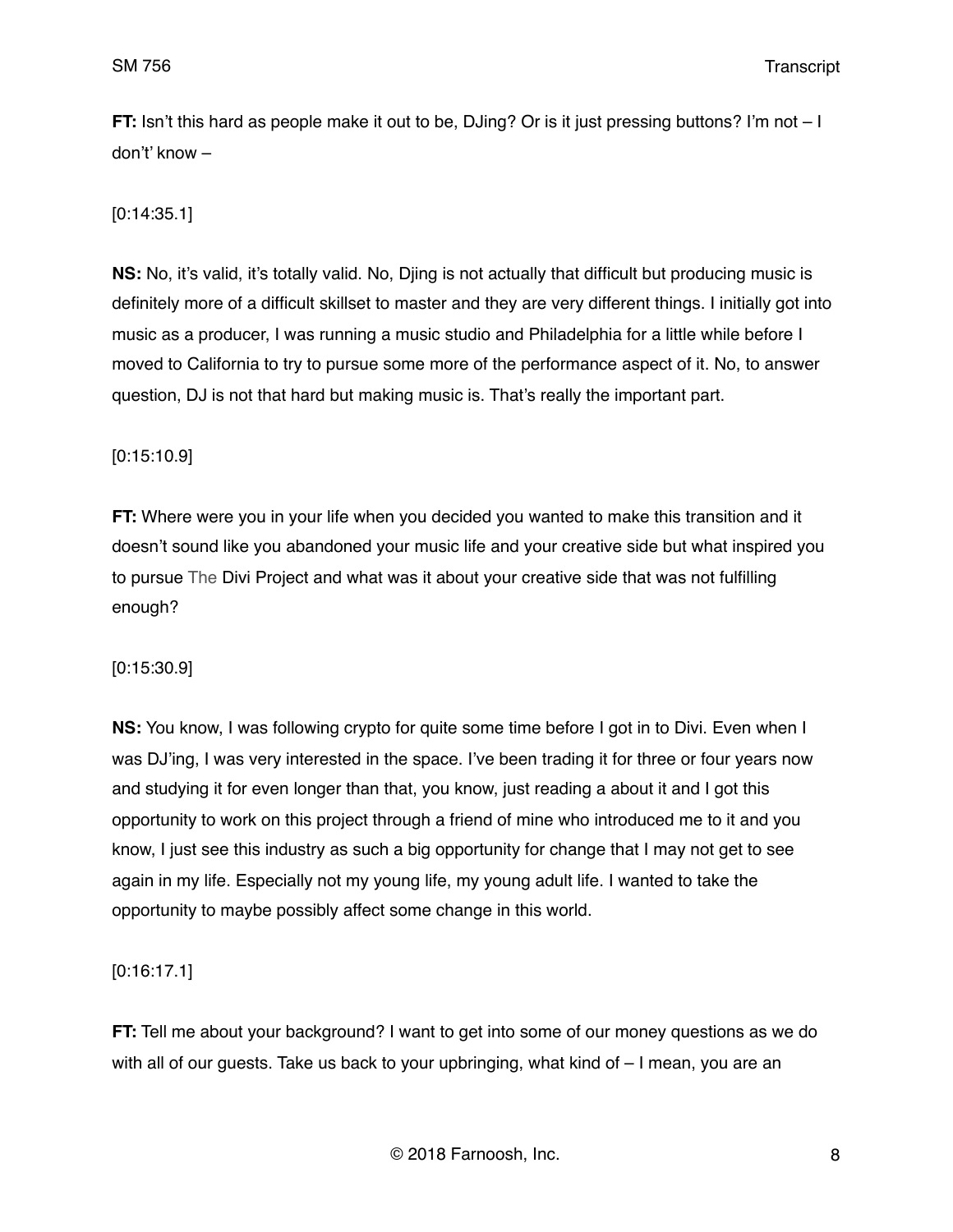**FT:** Isn't this hard as people make it out to be, DJing? Or is it just pressing buttons? I'm not – I don't' know –

[0:14:35.1]

**NS:** No, it's valid, it's totally valid. No, Djing is not actually that difficult but producing music is definitely more of a difficult skillset to master and they are very different things. I initially got into music as a producer, I was running a music studio and Philadelphia for a little while before I moved to California to try to pursue some more of the performance aspect of it. No, to answer question, DJ is not that hard but making music is. That's really the important part.

[0:15:10.9]

**FT:** Where were you in your life when you decided you wanted to make this transition and it doesn't sound like you abandoned your music life and your creative side but what inspired you to pursue The Divi Project and what was it about your creative side that was not fulfilling enough?

[0:15:30.9]

**NS:** You know, I was following crypto for quite some time before I got in to Divi. Even when I was DJ'ing, I was very interested in the space. I've been trading it for three or four years now and studying it for even longer than that, you know, just reading a about it and I got this opportunity to work on this project through a friend of mine who introduced me to it and you know, I just see this industry as such a big opportunity for change that I may not get to see again in my life. Especially not my young life, my young adult life. I wanted to take the opportunity to maybe possibly affect some change in this world.

[0:16:17.1]

**FT:** Tell me about your background? I want to get into some of our money questions as we do with all of our guests. Take us back to your upbringing, what kind of – I mean, you are an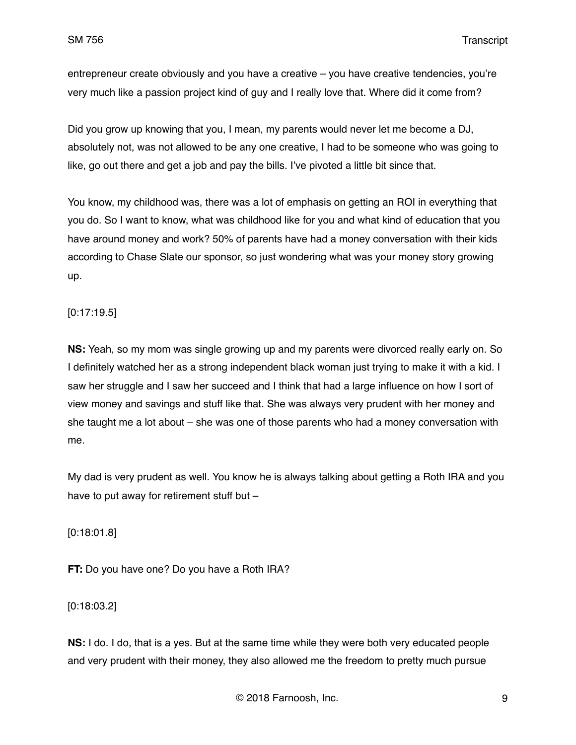entrepreneur create obviously and you have a creative – you have creative tendencies, you're very much like a passion project kind of guy and I really love that. Where did it come from?

Did you grow up knowing that you, I mean, my parents would never let me become a DJ, absolutely not, was not allowed to be any one creative, I had to be someone who was going to like, go out there and get a job and pay the bills. I've pivoted a little bit since that.

You know, my childhood was, there was a lot of emphasis on getting an ROI in everything that you do. So I want to know, what was childhood like for you and what kind of education that you have around money and work? 50% of parents have had a money conversation with their kids according to Chase Slate our sponsor, so just wondering what was your money story growing up.

[0:17:19.5]

**NS:** Yeah, so my mom was single growing up and my parents were divorced really early on. So I definitely watched her as a strong independent black woman just trying to make it with a kid. I saw her struggle and I saw her succeed and I think that had a large influence on how I sort of view money and savings and stuff like that. She was always very prudent with her money and she taught me a lot about – she was one of those parents who had a money conversation with me.

My dad is very prudent as well. You know he is always talking about getting a Roth IRA and you have to put away for retirement stuff but –

[0:18:01.8]

**FT:** Do you have one? Do you have a Roth IRA?

[0:18:03.2]

**NS:** I do. I do, that is a yes. But at the same time while they were both very educated people and very prudent with their money, they also allowed me the freedom to pretty much pursue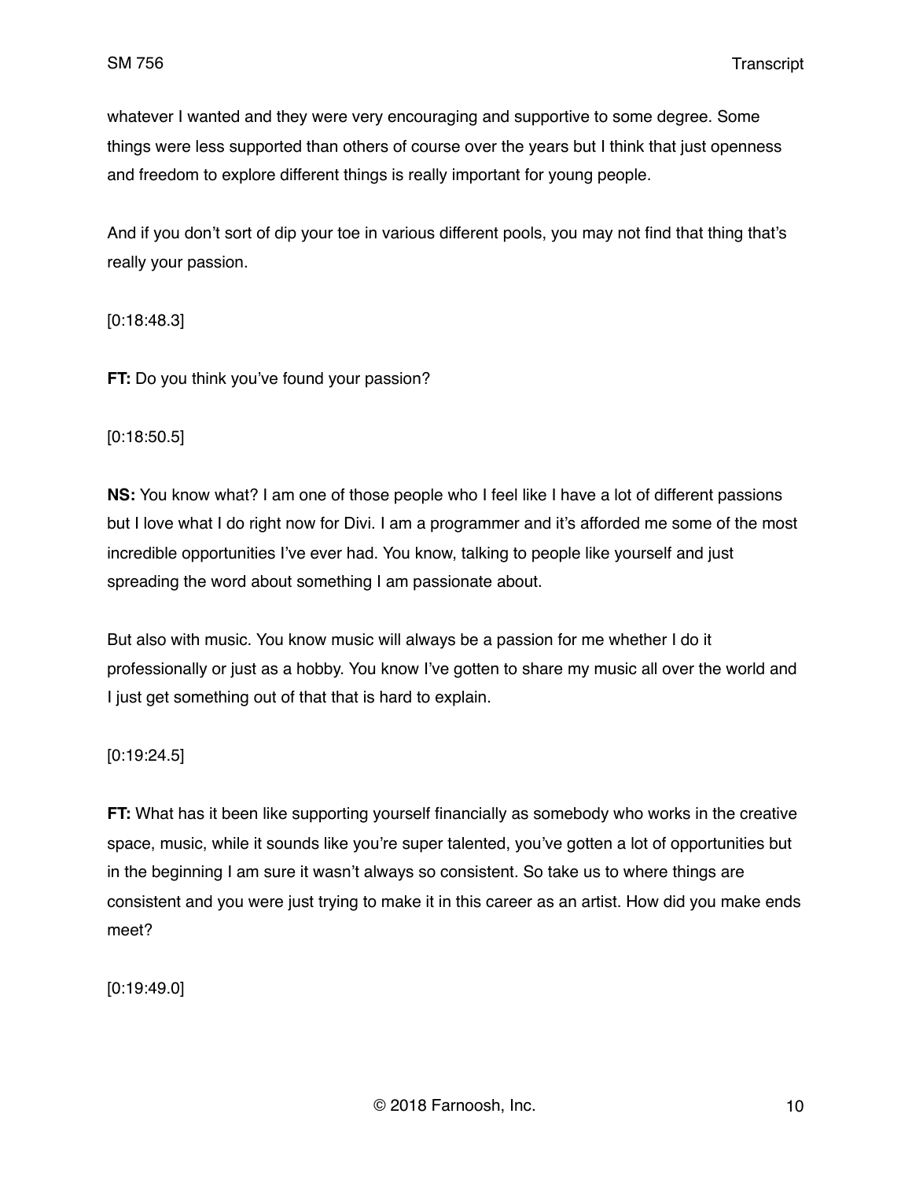whatever I wanted and they were very encouraging and supportive to some degree. Some things were less supported than others of course over the years but I think that just openness and freedom to explore different things is really important for young people.

And if you don't sort of dip your toe in various different pools, you may not find that thing that's really your passion.

[0:18:48.3]

**FT:** Do you think you've found your passion?

[0:18:50.5]

**NS:** You know what? I am one of those people who I feel like I have a lot of different passions but I love what I do right now for Divi. I am a programmer and it's afforded me some of the most incredible opportunities I've ever had. You know, talking to people like yourself and just spreading the word about something I am passionate about.

But also with music. You know music will always be a passion for me whether I do it professionally or just as a hobby. You know I've gotten to share my music all over the world and I just get something out of that that is hard to explain.

[0:19:24.5]

**FT:** What has it been like supporting yourself financially as somebody who works in the creative space, music, while it sounds like you're super talented, you've gotten a lot of opportunities but in the beginning I am sure it wasn't always so consistent. So take us to where things are consistent and you were just trying to make it in this career as an artist. How did you make ends meet?

[0:19:49.0]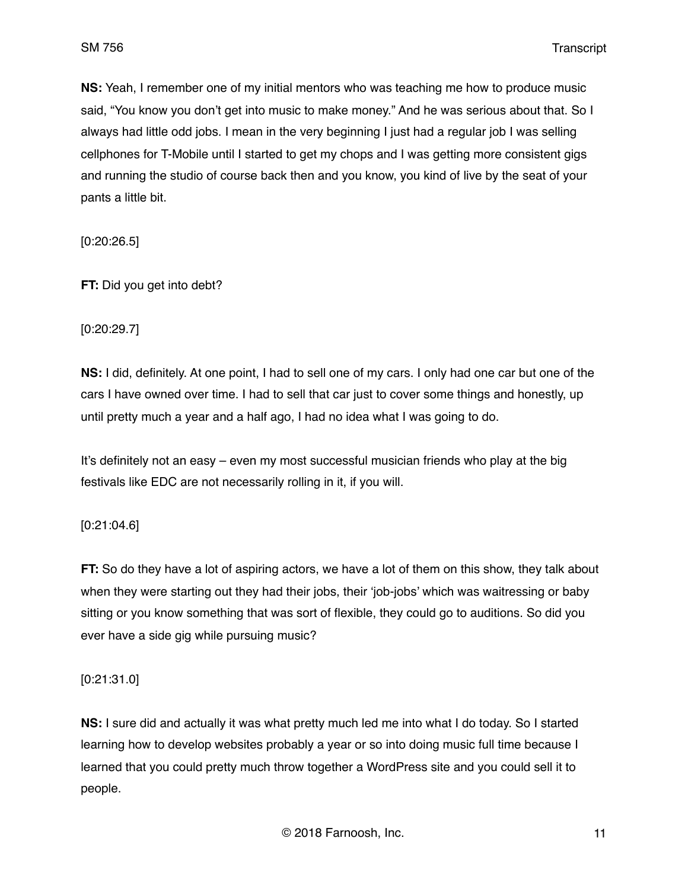**NS:** Yeah, I remember one of my initial mentors who was teaching me how to produce music said, "You know you don't get into music to make money." And he was serious about that. So I always had little odd jobs. I mean in the very beginning I just had a regular job I was selling cellphones for T-Mobile until I started to get my chops and I was getting more consistent gigs and running the studio of course back then and you know, you kind of live by the seat of your pants a little bit.

[0:20:26.5]

**FT:** Did you get into debt?

[0:20:29.7]

**NS:** I did, definitely. At one point, I had to sell one of my cars. I only had one car but one of the cars I have owned over time. I had to sell that car just to cover some things and honestly, up until pretty much a year and a half ago, I had no idea what I was going to do.

It's definitely not an easy – even my most successful musician friends who play at the big festivals like EDC are not necessarily rolling in it, if you will.

[0:21:04.6]

**FT:** So do they have a lot of aspiring actors, we have a lot of them on this show, they talk about when they were starting out they had their jobs, their 'job-jobs' which was waitressing or baby sitting or you know something that was sort of flexible, they could go to auditions. So did you ever have a side gig while pursuing music?

[0:21:31.0]

**NS:** I sure did and actually it was what pretty much led me into what I do today. So I started learning how to develop websites probably a year or so into doing music full time because I learned that you could pretty much throw together a WordPress site and you could sell it to people.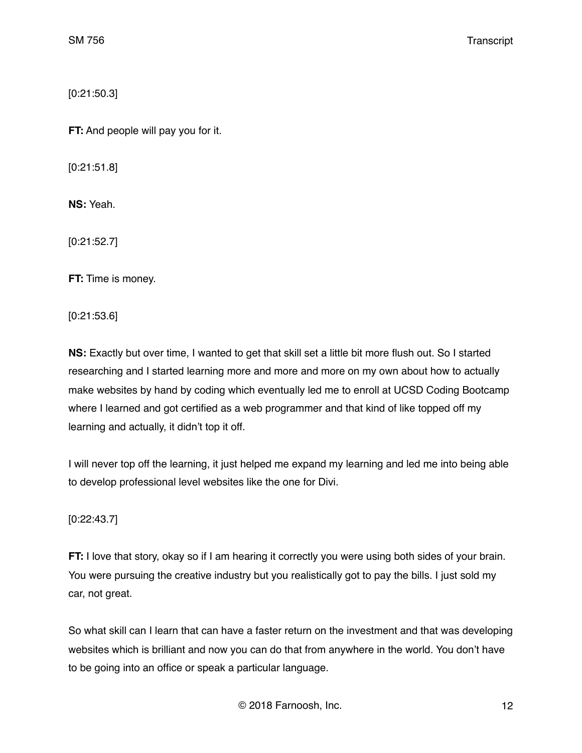[0:21:50.3]

**FT:** And people will pay you for it.

[0:21:51.8]

**NS:** Yeah.

[0:21:52.7]

**FT:** Time is money.

[0:21:53.6]

**NS:** Exactly but over time, I wanted to get that skill set a little bit more flush out. So I started researching and I started learning more and more and more on my own about how to actually make websites by hand by coding which eventually led me to enroll at UCSD Coding Bootcamp where I learned and got certified as a web programmer and that kind of like topped off my learning and actually, it didn't top it off.

I will never top off the learning, it just helped me expand my learning and led me into being able to develop professional level websites like the one for Divi.

[0:22:43.7]

**FT:** I love that story, okay so if I am hearing it correctly you were using both sides of your brain. You were pursuing the creative industry but you realistically got to pay the bills. I just sold my car, not great.

So what skill can I learn that can have a faster return on the investment and that was developing websites which is brilliant and now you can do that from anywhere in the world. You don't have to be going into an office or speak a particular language.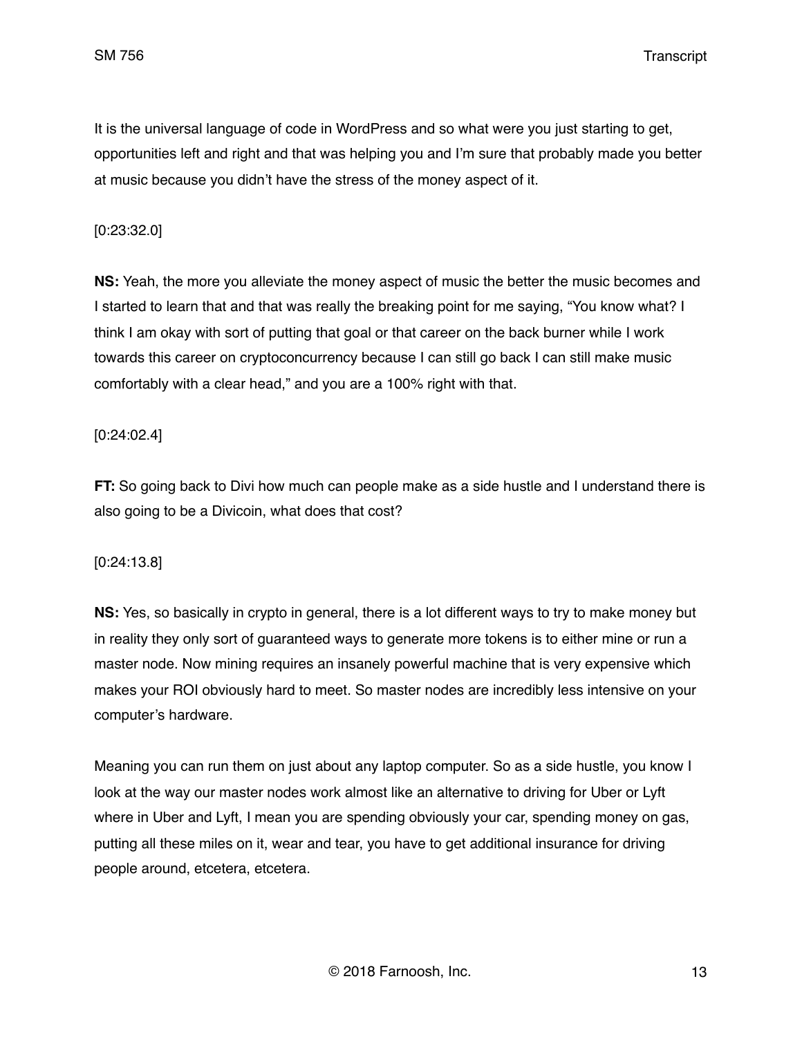It is the universal language of code in WordPress and so what were you just starting to get, opportunities left and right and that was helping you and I'm sure that probably made you better at music because you didn't have the stress of the money aspect of it.

[0:23:32.0]

**NS:** Yeah, the more you alleviate the money aspect of music the better the music becomes and I started to learn that and that was really the breaking point for me saying, "You know what? I think I am okay with sort of putting that goal or that career on the back burner while I work towards this career on cryptoconcurrency because I can still go back I can still make music comfortably with a clear head," and you are a 100% right with that.

[0:24:02.4]

**FT:** So going back to Divi how much can people make as a side hustle and I understand there is also going to be a Divicoin, what does that cost?

[0:24:13.8]

**NS:** Yes, so basically in crypto in general, there is a lot different ways to try to make money but in reality they only sort of guaranteed ways to generate more tokens is to either mine or run a master node. Now mining requires an insanely powerful machine that is very expensive which makes your ROI obviously hard to meet. So master nodes are incredibly less intensive on your computer's hardware.

Meaning you can run them on just about any laptop computer. So as a side hustle, you know I look at the way our master nodes work almost like an alternative to driving for Uber or Lyft where in Uber and Lyft, I mean you are spending obviously your car, spending money on gas, putting all these miles on it, wear and tear, you have to get additional insurance for driving people around, etcetera, etcetera.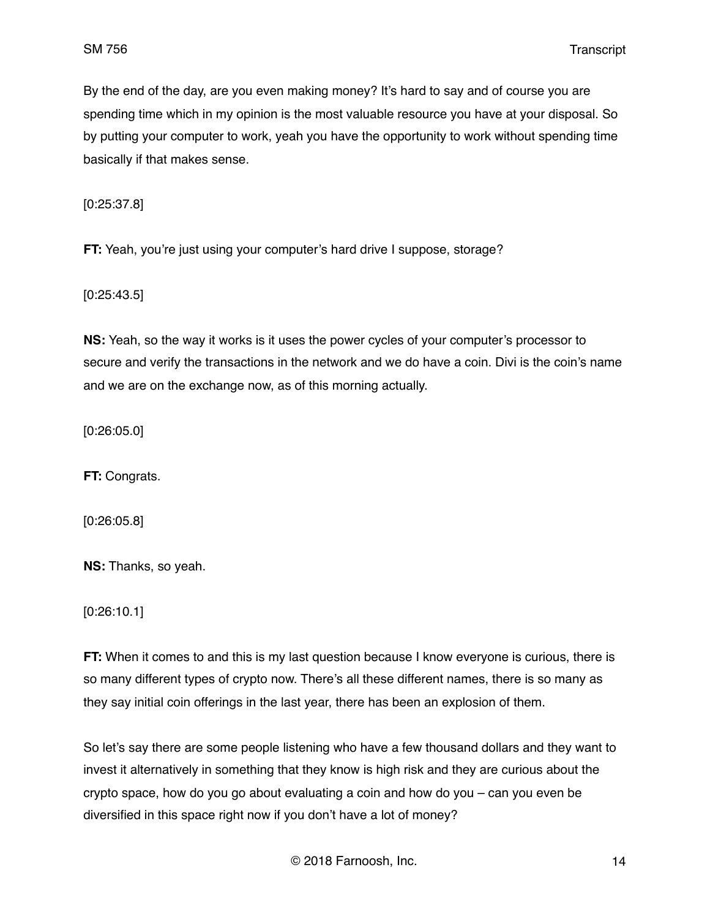By the end of the day, are you even making money? It's hard to say and of course you are spending time which in my opinion is the most valuable resource you have at your disposal. So by putting your computer to work, yeah you have the opportunity to work without spending time basically if that makes sense.

[0:25:37.8]

**FT:** Yeah, you're just using your computer's hard drive I suppose, storage?

[0:25:43.5]

**NS:** Yeah, so the way it works is it uses the power cycles of your computer's processor to secure and verify the transactions in the network and we do have a coin. Divi is the coin's name and we are on the exchange now, as of this morning actually.

[0:26:05.0]

**FT:** Congrats.

[0:26:05.8]

**NS:** Thanks, so yeah.

[0:26:10.1]

**FT:** When it comes to and this is my last question because I know everyone is curious, there is so many different types of crypto now. There's all these different names, there is so many as they say initial coin offerings in the last year, there has been an explosion of them.

So let's say there are some people listening who have a few thousand dollars and they want to invest it alternatively in something that they know is high risk and they are curious about the crypto space, how do you go about evaluating a coin and how do you – can you even be diversified in this space right now if you don't have a lot of money?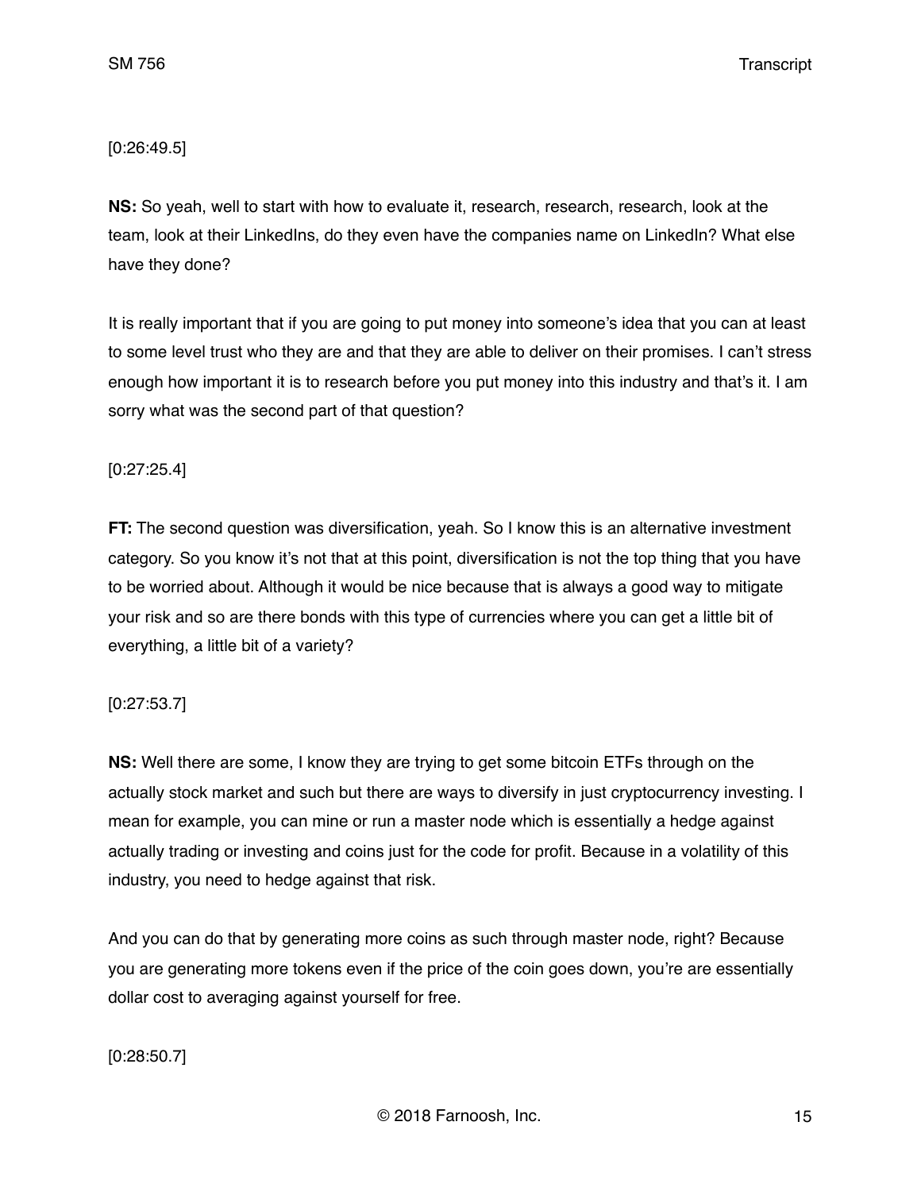[0:26:49.5]

**NS:** So yeah, well to start with how to evaluate it, research, research, research, look at the team, look at their LinkedIns, do they even have the companies name on LinkedIn? What else have they done?

It is really important that if you are going to put money into someone's idea that you can at least to some level trust who they are and that they are able to deliver on their promises. I can't stress enough how important it is to research before you put money into this industry and that's it. I am sorry what was the second part of that question?

[0:27:25.4]

**FT:** The second question was diversification, yeah. So I know this is an alternative investment category. So you know it's not that at this point, diversification is not the top thing that you have to be worried about. Although it would be nice because that is always a good way to mitigate your risk and so are there bonds with this type of currencies where you can get a little bit of everything, a little bit of a variety?

[0:27:53.7]

**NS:** Well there are some, I know they are trying to get some bitcoin ETFs through on the actually stock market and such but there are ways to diversify in just cryptocurrency investing. I mean for example, you can mine or run a master node which is essentially a hedge against actually trading or investing and coins just for the code for profit. Because in a volatility of this industry, you need to hedge against that risk.

And you can do that by generating more coins as such through master node, right? Because you are generating more tokens even if the price of the coin goes down, you're are essentially dollar cost to averaging against yourself for free.

[0:28:50.7]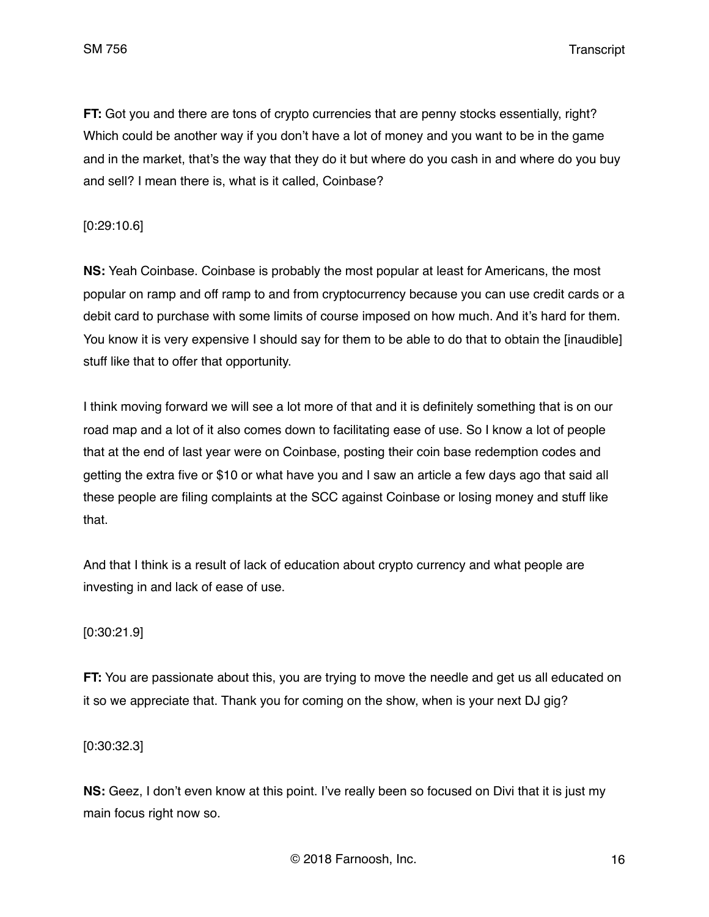**FT:** Got you and there are tons of crypto currencies that are penny stocks essentially, right? Which could be another way if you don't have a lot of money and you want to be in the game and in the market, that's the way that they do it but where do you cash in and where do you buy and sell? I mean there is, what is it called, Coinbase?

[0:29:10.6]

**NS:** Yeah Coinbase. Coinbase is probably the most popular at least for Americans, the most popular on ramp and off ramp to and from cryptocurrency because you can use credit cards or a debit card to purchase with some limits of course imposed on how much. And it's hard for them. You know it is very expensive I should say for them to be able to do that to obtain the [inaudible] stuff like that to offer that opportunity.

I think moving forward we will see a lot more of that and it is definitely something that is on our road map and a lot of it also comes down to facilitating ease of use. So I know a lot of people that at the end of last year were on Coinbase, posting their coin base redemption codes and getting the extra five or $10 or what have you and I saw an article a few days ago that said all these people are filing complaints at the SCC against Coinbase or losing money and stuff like that.

And that I think is a result of lack of education about crypto currency and what people are investing in and lack of ease of use.

[0:30:21.9]

**FT:** You are passionate about this, you are trying to move the needle and get us all educated on it so we appreciate that. Thank you for coming on the show, when is your next DJ gig?

[0:30:32.3]

**NS:** Geez, I don't even know at this point. I've really been so focused on Divi that it is just my main focus right now so.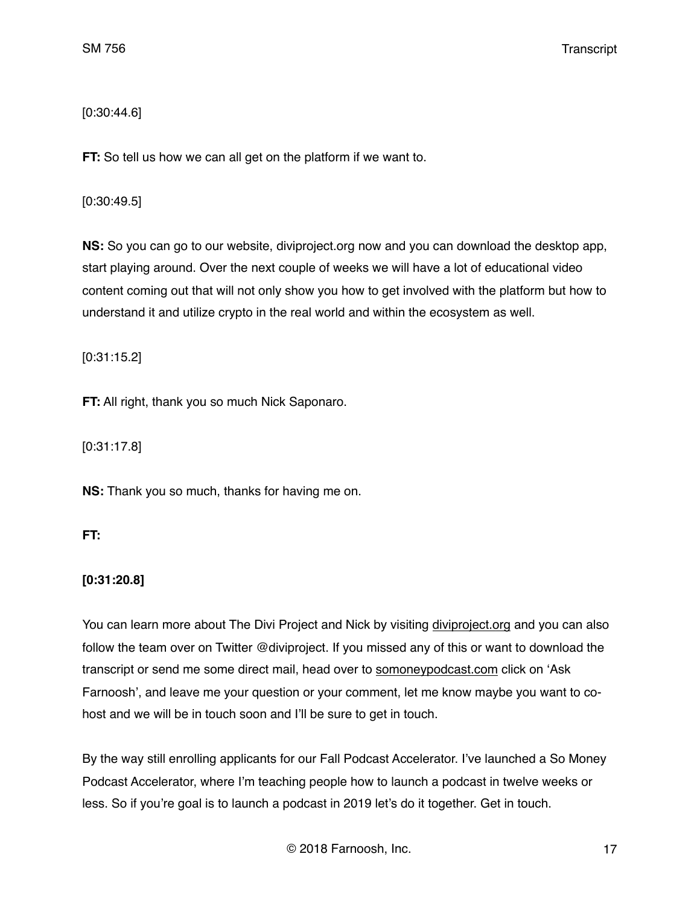[0:30:44.6]

**FT:** So tell us how we can all get on the platform if we want to.

[0:30:49.5]

**NS:** So you can go to our website, diviproject.org now and you can download the desktop app, start playing around. Over the next couple of weeks we will have a lot of educational video content coming out that will not only show you how to get involved with the platform but how to understand it and utilize crypto in the real world and within the ecosystem as well.

[0:31:15.2]

**FT:** All right, thank you so much Nick Saponaro.

[0:31:17.8]

**NS:** Thank you so much, thanks for having me on.

**FT:**

**[0:31:20.8]**

You can learn more about The Divi Project and Nick by visiting diviproject.org and you can also follow the team over on Twitter @diviproject. If you missed any of this or want to download the transcript or send me some direct mail, head over to somoneypodcast.com click on 'Ask Farnoosh', and leave me your question or your comment, let me know maybe you want to co-host and we will be in touch soon and I'll be sure to get in touch.

By the way still enrolling applicants for our Fall Podcast Accelerator. I've launched a So Money Podcast Accelerator, where I'm teaching people how to launch a podcast in twelve weeks or less. So if you're goal is to launch a podcast in 2019 let's do it together. Get in touch.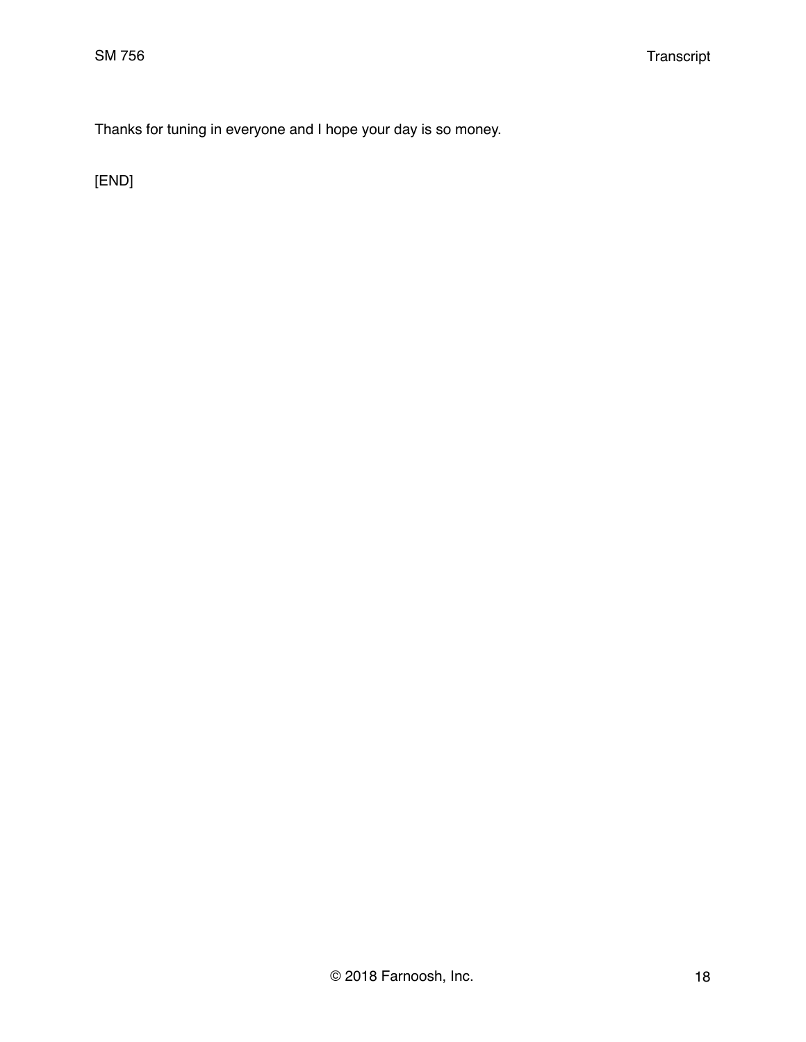Thanks for tuning in everyone and I hope your day is so money.

[END]